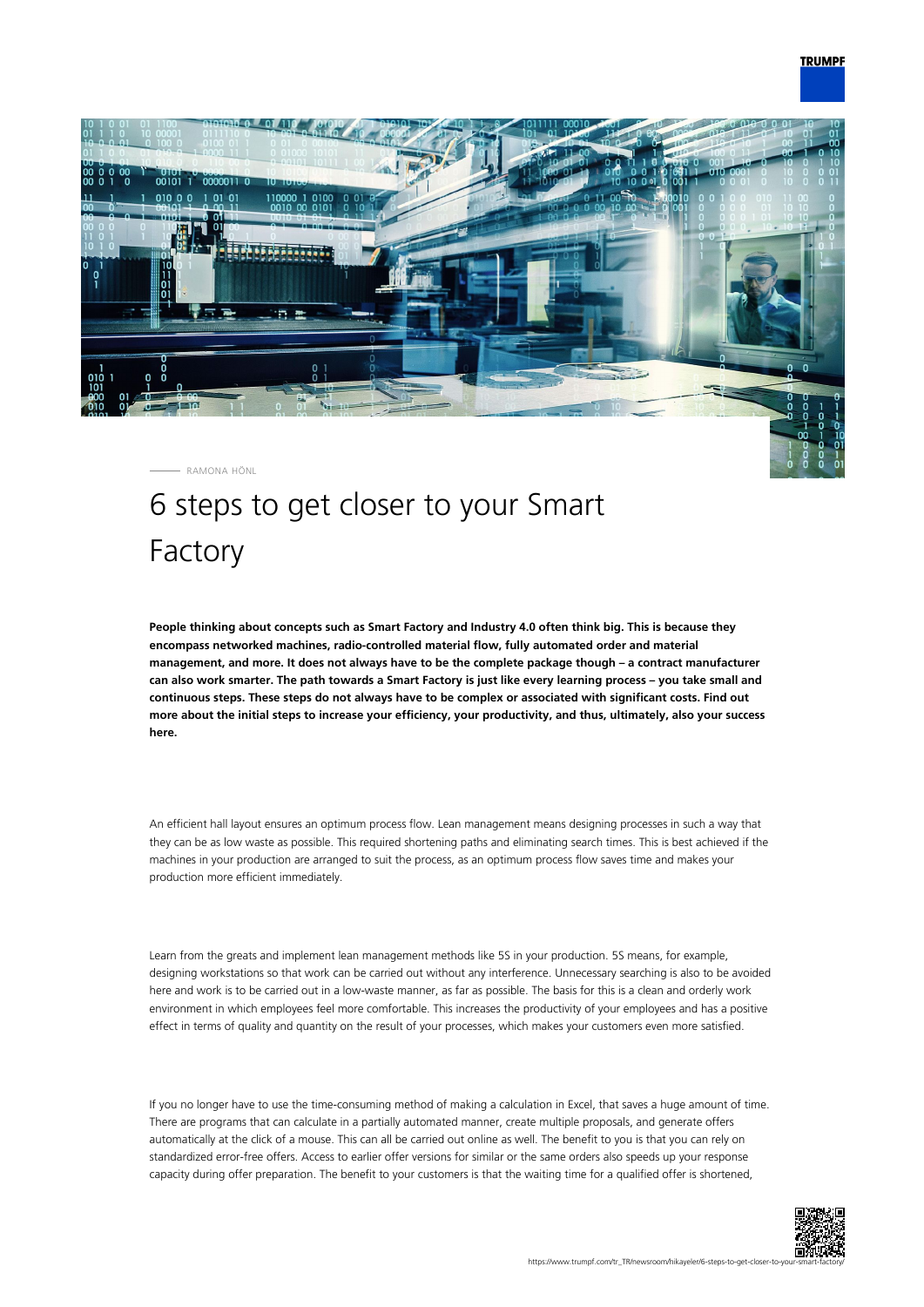RAMONA HÖNL

# 6 steps to get closer to your Smart Factory

**People thinking about concepts such as Smart Factory and Industry 4.0 often think big. This is because they encompass networked machines, radio-controlled material flow, fully automated order and material management, and more. It does not always have to be the complete package though – a contract manufacturer can also work smarter. The path towards a Smart Factory is just like every learning process – you take small and continuous steps. These steps do not always have to be complex or associated with significant costs. Find out more about the initial steps to increase your efficiency, your productivity, and thus, ultimately, also your success here.**

An efficient hall layout ensures an optimum process flow. Lean management means designing processes in such a way that they can be as low waste as possible. This required shortening paths and eliminating search times. This is best achieved if the machines in your production are arranged to suit the process, as an optimum process flow saves time and makes your production more efficient immediately.

Learn from the greats and implement lean management methods like 5S in your production. 5S means, for example, designing workstations so that work can be carried out without any interference. Unnecessary searching is also to be avoided here and work is to be carried out in a low-waste manner, as far as possible. The basis for this is a clean and orderly work environment in which employees feel more comfortable. This increases the productivity of your employees and has a positive effect in terms of quality and quantity on the result of your processes, which makes your customers even more satisfied.

If you no longer have to use the time-consuming method of making a calculation in Excel, that saves a huge amount of time. There are programs that can calculate in a partially automated manner, create multiple proposals, and generate offers automatically at the click of a mouse. This can all be carried out online as well. The benefit to you is that you can rely on standardized error-free offers. Access to earlier offer versions for similar or the same orders also speeds up your response capacity during offer preparation. The benefit to your customers is that the waiting time for a qualified offer is shortened,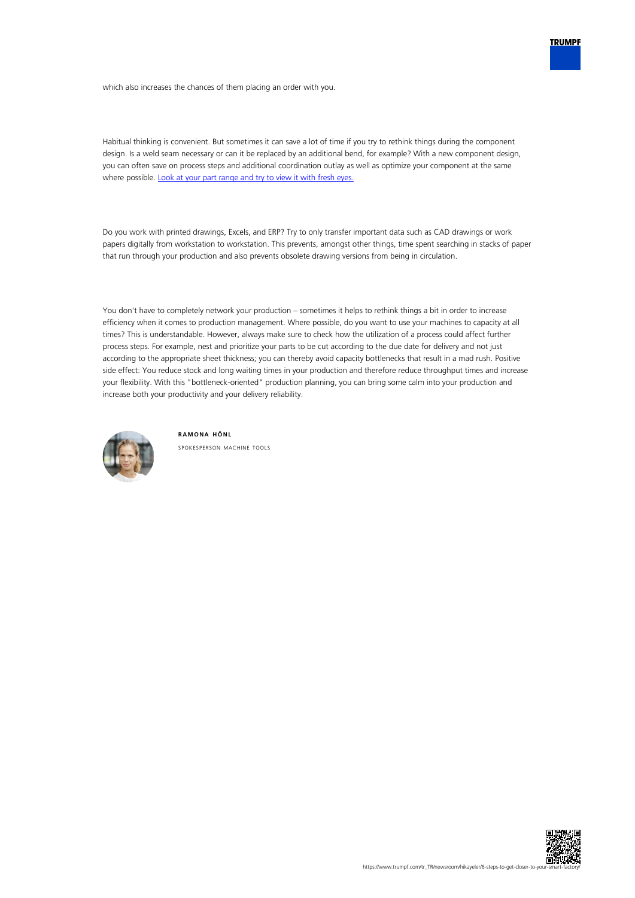which also increases the chances of them placing an order with you.

Habitual thinking is convenient. But sometimes it can save a lot of time if you try to rethink things during the component design. Is a weld seam necessary or can it be replaced by an additional bend, for example? With a new component design, you can often save on process steps and additional coordination outlay as well as optimize your component at the same where possible. [Look at your part range and try to view it with fresh eyes.]

Do you work with printed drawings, Excels, and ERP? Try to only transfer important data such as CAD drawings or work papers digitally from workstation to workstation. This prevents, amongst other things, time spent searching in stacks of paper that run through your production and also prevents obsolete drawing versions from being in circulation.

You don't have to completely network your production – sometimes it helps to rethink things a bit in order to increase efficiency when it comes to production management. Where possible, do you want to use your machines to capacity at all times? This is understandable. However, always make sure to check how the utilization of a process could affect further process steps. For example, nest and prioritize your parts to be cut according to the due date for delivery and not just according to the appropriate sheet thickness; you can thereby avoid capacity bottlenecks that result in a mad rush. Positive side effect: You reduce stock and long waiting times in your production and therefore reduce throughput times and increase your flexibility. With this "bottleneck-oriented" production planning, you can bring some calm into your production and increase both your productivity and your delivery reliability.

**RAMONA HÖNL**

SPOKESPERSON MACHINE TOOLS